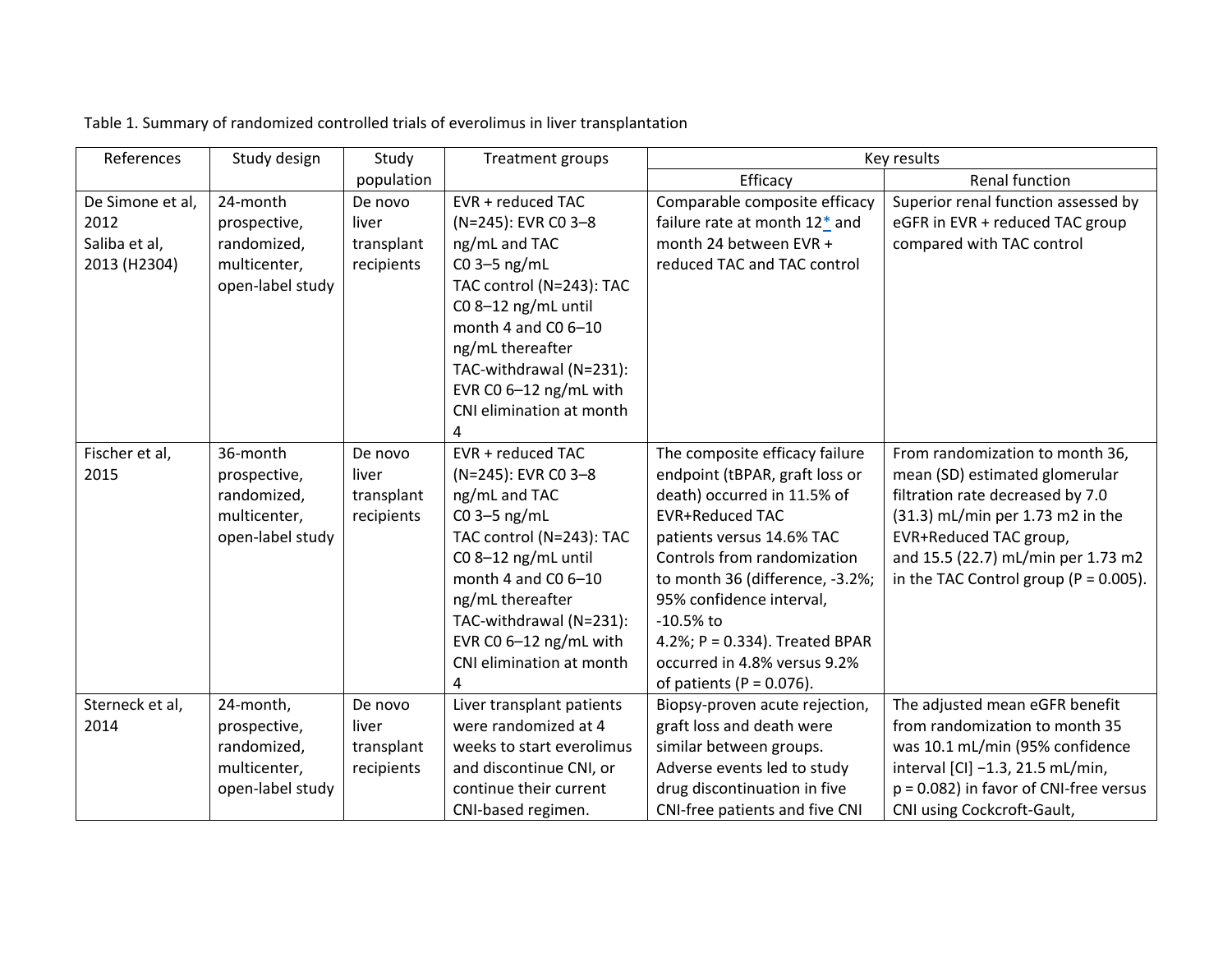Table 1. Summary of randomized controlled trials of everolimus in liver transplantation

| References | Study design | Study population | Treatment groups | Key results | |
|---|---|---|---|---|---|
| | | | | Efficacy | Renal function |
| De Simone et al, 2012 Saliba et al, 2013 (H2304) | 24-month prospective, randomized, multicenter, open-label study | De novo liver transplant recipients | EVR + reduced TAC (N=245): EVR C0 3–8 ng/mL and TAC C0 3–5 ng/mL TAC control (N=243): TAC C0 8–12 ng/mL until month 4 and C0 6–10 ng/mL thereafter TAC-withdrawal (N=231): EVR C0 6–12 ng/mL with CNI elimination at month 4 | Comparable composite efficacy failure rate at month 12* and month 24 between EVR + reduced TAC and TAC control | Superior renal function assessed by eGFR in EVR + reduced TAC group compared with TAC control |
| Fischer et al, 2015 | 36-month prospective, randomized, multicenter, open-label study | De novo liver transplant recipients | EVR + reduced TAC (N=245): EVR C0 3–8 ng/mL and TAC C0 3–5 ng/mL TAC control (N=243): TAC C0 8–12 ng/mL until month 4 and C0 6–10 ng/mL thereafter TAC-withdrawal (N=231): EVR C0 6–12 ng/mL with CNI elimination at month 4 | The composite efficacy failure endpoint (tBPAR, graft loss or death) occurred in 11.5% of EVR+Reduced TAC patients versus 14.6% TAC Controls from randomization to month 36 (difference, -3.2%; 95% confidence interval, -10.5% to 4.2%; P = 0.334). Treated BPAR occurred in 4.8% versus 9.2% of patients (P = 0.076). | From randomization to month 36, mean (SD) estimated glomerular filtration rate decreased by 7.0 (31.3) mL/min per 1.73 m2 in the EVR+Reduced TAC group, and 15.5 (22.7) mL/min per 1.73 m2 in the TAC Control group (P = 0.005). |
| Sterneck et al, 2014 | 24-month, prospective, randomized, multicenter, open-label study | De novo liver transplant recipients | Liver transplant patients were randomized at 4 weeks to start everolimus and discontinue CNI, or continue their current CNI-based regimen. | Biopsy-proven acute rejection, graft loss and death were similar between groups. Adverse events led to study drug discontinuation in five CNI-free patients and five CNI | The adjusted mean eGFR benefit from randomization to month 35 was 10.1 mL/min (95% confidence interval [CI] −1.3, 21.5 mL/min, p = 0.082) in favor of CNI-free versus CNI using Cockcroft-Gault, |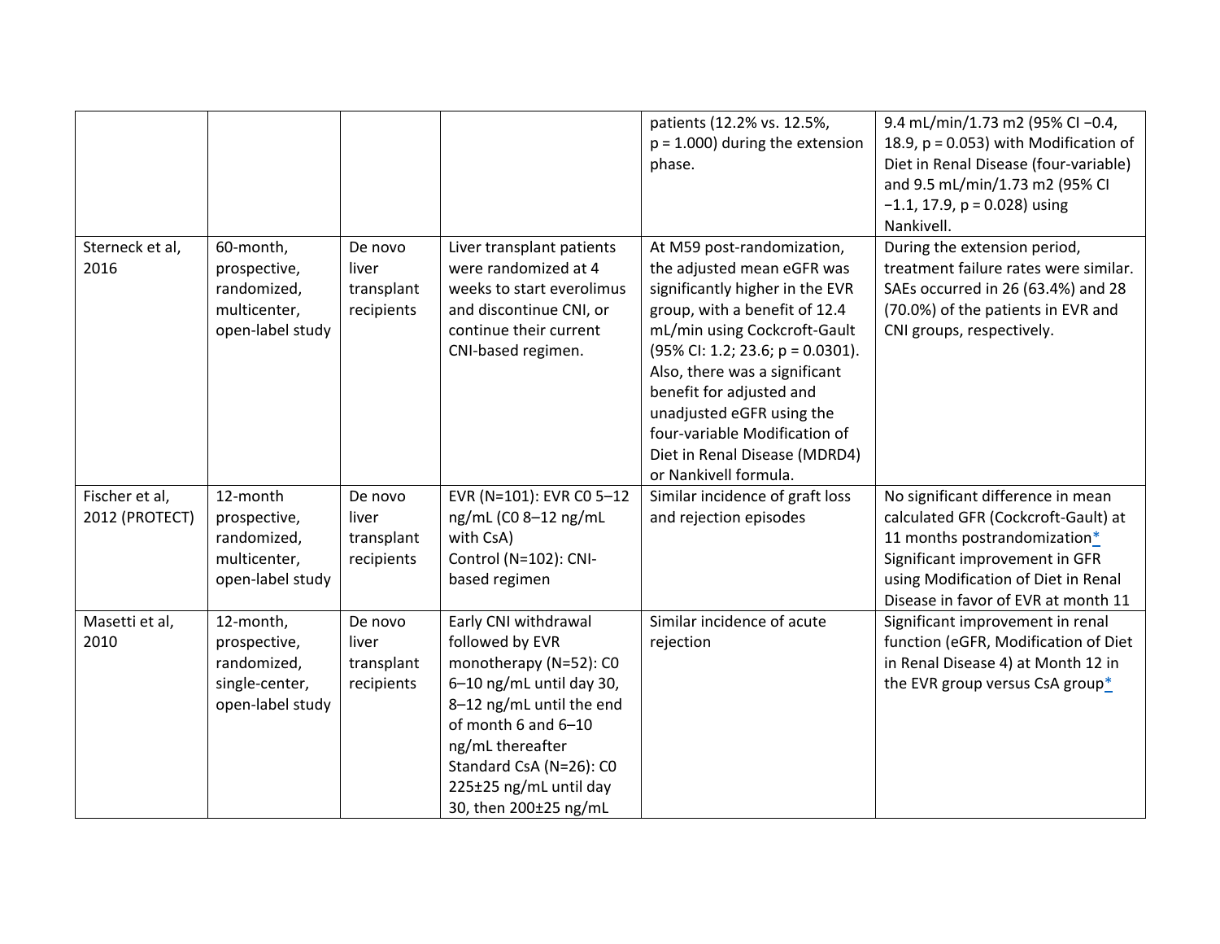| | | | | | |
|---|---|---|---|---|---|
| | | | | patients (12.2% vs. 12.5%, $p = 1.000$) during the extension phase. | 9.4 mL/min/1.73 m2 (95% CI −0.4, 18.9, $p = 0.053$) with Modification of Diet in Renal Disease (four-variable) and 9.5 mL/min/1.73 m2 (95% CI −1.1, 17.9, $p = 0.028$) using Nankivell. |
| Sterneck et al, 2016 | 60-month, prospective, randomized, multicenter, open-label study | De novo liver transplant recipients | Liver transplant patients were randomized at 4 weeks to start everolimus and discontinue CNI, or continue their current CNI-based regimen. | At M59 post-randomization, the adjusted mean eGFR was significantly higher in the EVR group, with a benefit of 12.4 mL/min using Cockcroft-Gault (95% CI: 1.2; 23.6; $p = 0.0301$). Also, there was a significant benefit for adjusted and unadjusted eGFR using the four-variable Modification of Diet in Renal Disease (MDRD4) or Nankivell formula. | During the extension period, treatment failure rates were similar. SAEs occurred in 26 (63.4%) and 28 (70.0%) of the patients in EVR and CNI groups, respectively. |
| Fischer et al, 2012 (PROTECT) | 12-month prospective, randomized, multicenter, open-label study | De novo liver transplant recipients | EVR (N=101): EVR C0 5–12 ng/mL (C0 8–12 ng/mL with CsA)<br>Control (N=102): CNI-based regimen | Similar incidence of graft loss and rejection episodes | No significant difference in mean calculated GFR (Cockcroft-Gault) at 11 months postrandomization*<br>Significant improvement in GFR using Modification of Diet in Renal Disease in favor of EVR at month 11 |
| Masetti et al, 2010 | 12-month, prospective, randomized, single-center, open-label study | De novo liver transplant recipients | Early CNI withdrawal followed by EVR monotherapy (N=52): C0 6–10 ng/mL until day 30, 8–12 ng/mL until the end of month 6 and 6–10 ng/mL thereafter<br>Standard CsA (N=26): C0 225±25 ng/mL until day 30, then 200±25 ng/mL | Similar incidence of acute rejection | Significant improvement in renal function (eGFR, Modification of Diet in Renal Disease 4) at Month 12 in the EVR group versus CsA group* |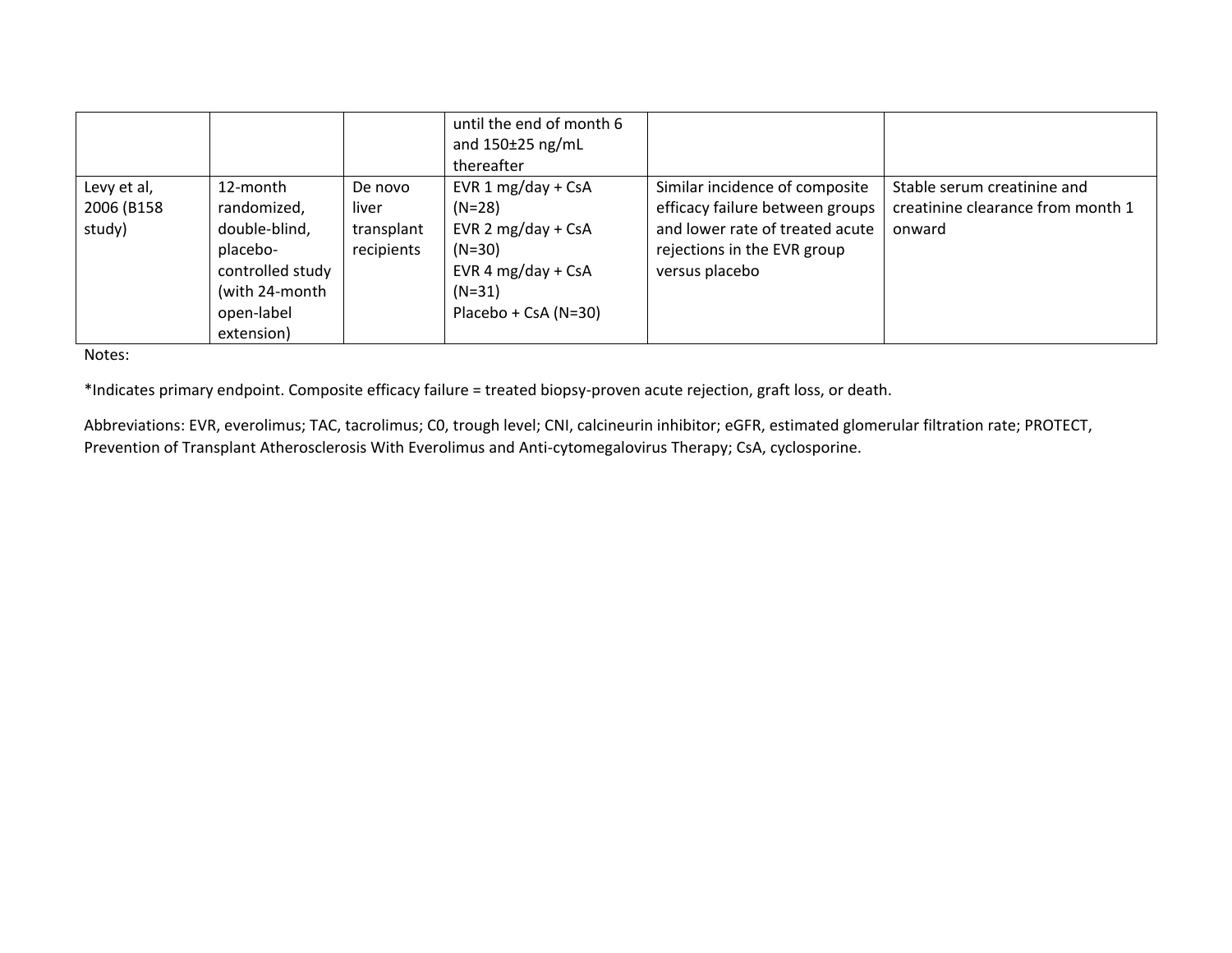| | | | | | |
|---|---|---|---|---|---|
| | | | until the end of month 6 and 150±25 ng/mL thereafter | | |
| Levy et al, 2006 (B158 study) | 12-month randomized, double-blind, placebo-controlled study (with 24-month open-label extension) | De novo liver transplant recipients | EVR 1 mg/day + CsA (N=28)<br>EVR 2 mg/day + CsA (N=30)<br>EVR 4 mg/day + CsA (N=31)<br>Placebo + CsA (N=30) | Similar incidence of composite efficacy failure between groups and lower rate of treated acute rejections in the EVR group versus placebo | Stable serum creatinine and creatinine clearance from month 1 onward |

Notes:

*Indicates primary endpoint. Composite efficacy failure = treated biopsy-proven acute rejection, graft loss, or death.

Abbreviations: EVR, everolimus; TAC, tacrolimus; C0, trough level; CNI, calcineurin inhibitor; eGFR, estimated glomerular filtration rate; PROTECT, Prevention of Transplant Atherosclerosis With Everolimus and Anti-cytomegalovirus Therapy; CsA, cyclosporine.